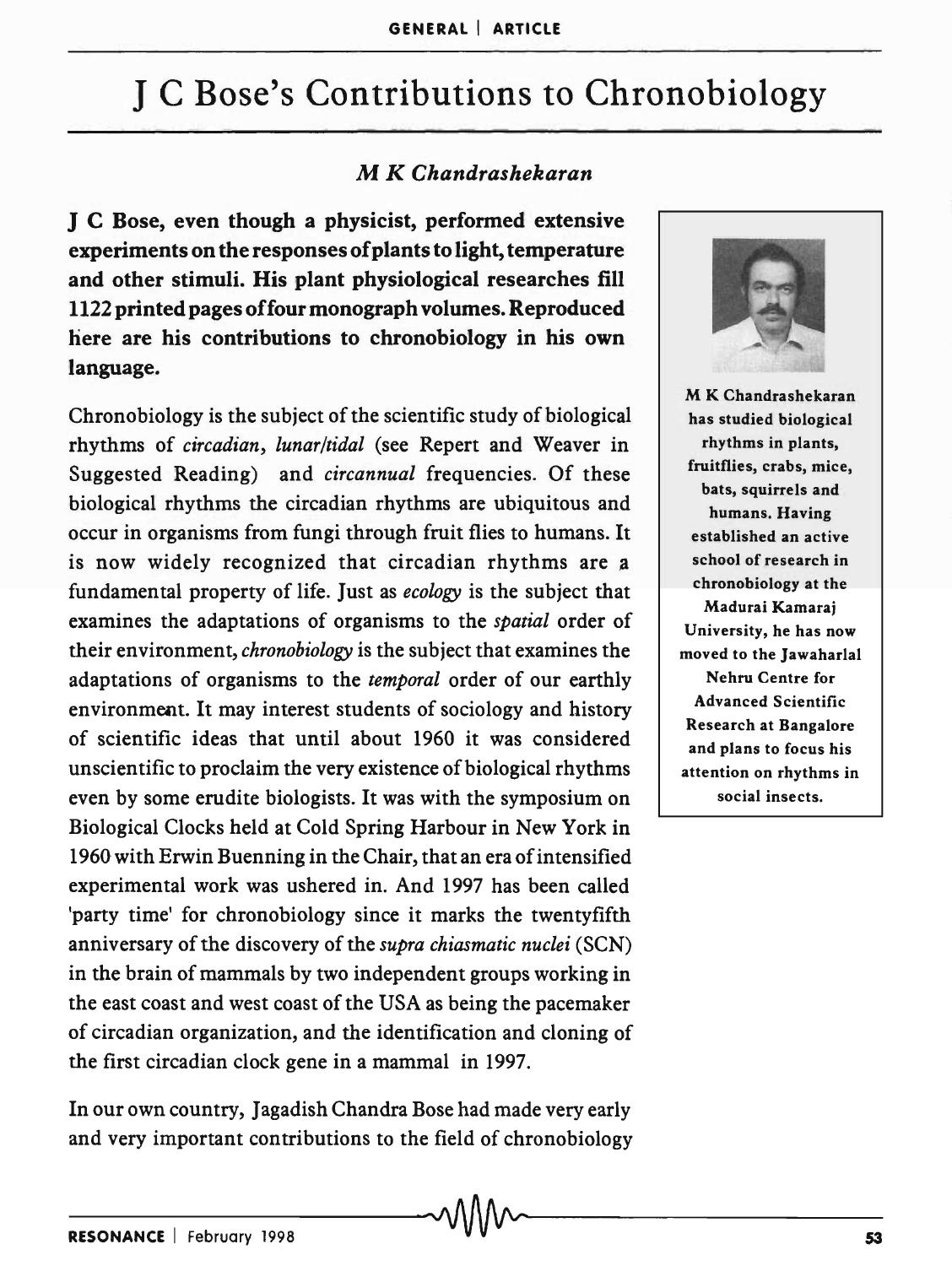# J C Bose's Contributions to Chronobiology

*M K Chandrashekaran*

**J C Bose, even though a physicist, performed extensive experiments on the responses of plants to light, temperature and other stimuli. His plant physiological researches fill 1122 printed pages of four monograph volumes. Reproduced here are his contributions to chronobiology in his own language.**

M K Chandrashekaran has studied biological rhythms in plants, fruitflies, crabs, mice, bats, squirrels and humans. Having established an active school of research in chronobiology at the Madurai Kamaraj University, he has now moved to the Jawaharlal Nehru Centre for Advanced Scientific Research at Bangalore and plans to focus his attention on rhythms in social insects.

Chronobiology is the subject of the scientific study of biological rhythms of *circadian*, *lunar/tidal* (see Repert and Weaver in Suggested Reading) and *circannual* frequencies. Of these biological rhythms the circadian rhythms are ubiquitous and occur in organisms from fungi through fruit flies to humans. It is now widely recognized that circadian rhythms are a fundamental property of life. Just as *ecology* is the subject that examines the adaptations of organisms to the *spatial* order of their environment, *chronobiology* is the subject that examines the adaptations of organisms to the *temporal* order of our earthly environment. It may interest students of sociology and history of scientific ideas that until about 1960 it was considered unscientific to proclaim the very existence of biological rhythms even by some erudite biologists. It was with the symposium on Biological Clocks held at Cold Spring Harbour in New York in 1960 with Erwin Buenning in the Chair, that an era of intensified experimental work was ushered in. And 1997 has been called 'party time' for chronobiology since it marks the twentyfifth anniversary of the discovery of the *supra chiasmatic nuclei* (SCN) in the brain of mammals by two independent groups working in the east coast and west coast of the USA as being the pacemaker of circadian organization, and the identification and cloning of the first circadian clock gene in a mammal in 1997.

In our own country, Jagadish Chandra Bose had made very early and very important contributions to the field of chronobiology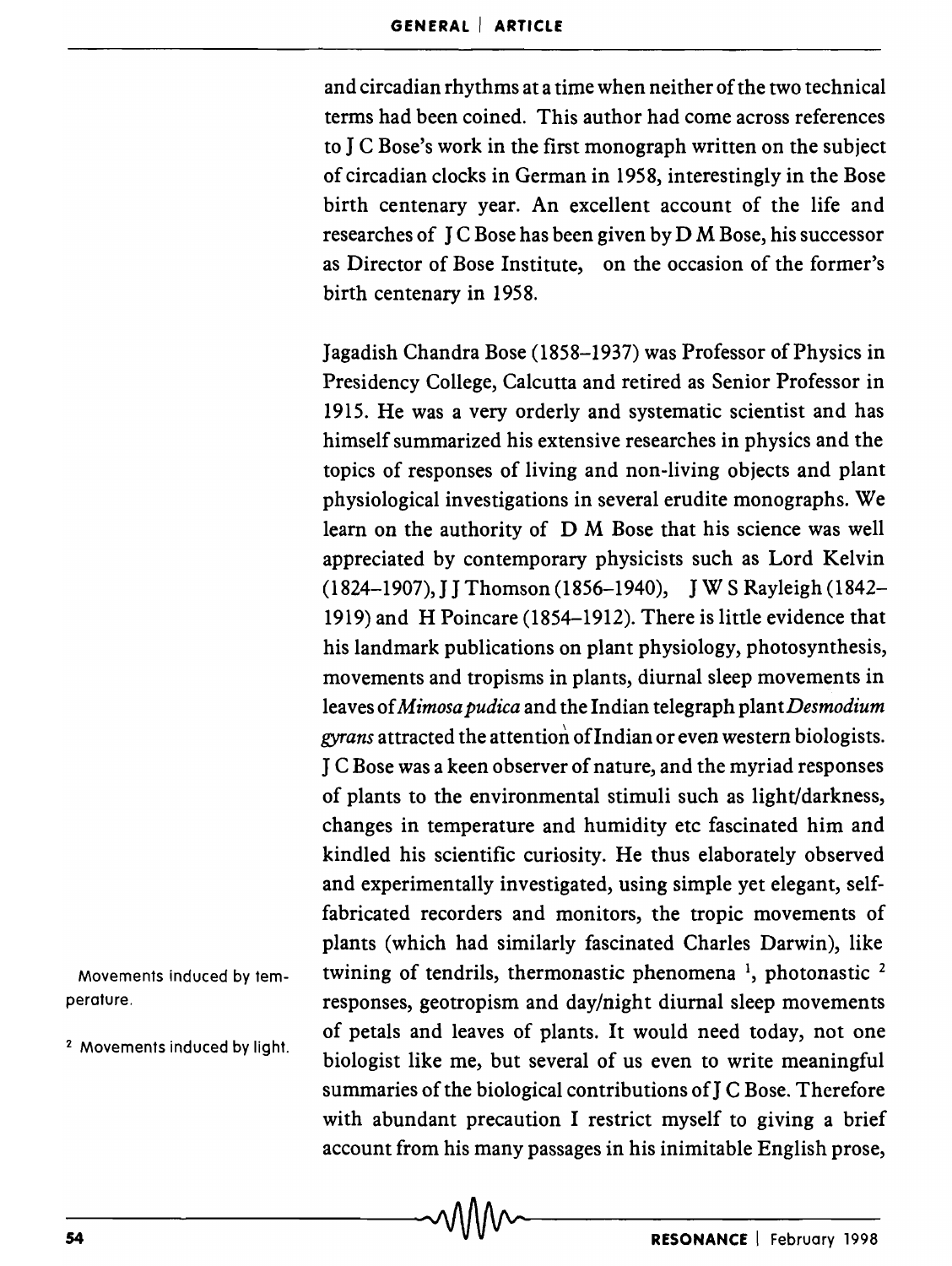and circadian rhythms at a time when neither of the two technical terms had been coined. This author had come across references to J C Bose's work in the first monograph written on the subject of circadian clocks in German in 1958, interestingly in the Bose birth centenary year. An excellent account of the life and researches of J C Bose has been given by D M Bose, his successor as Director of Bose Institute, on the occasion of the former's birth centenary in 1958.

Jagadish Chandra Bose (1858–1937) was Professor of Physics in Presidency College, Calcutta and retired as Senior Professor in 1915. He was a very orderly and systematic scientist and has himself summarized his extensive researches in physics and the topics of responses of living and non-living objects and plant physiological investigations in several erudite monographs. We learn on the authority of D M Bose that his science was well appreciated by contemporary physicists such as Lord Kelvin (1824–1907), J J Thomson (1856–1940), J W S Rayleigh (1842–1919) and H Poincare (1854–1912). There is little evidence that his landmark publications on plant physiology, photosynthesis, movements and tropisms in plants, diurnal sleep movements in leaves of *Mimosa pudica* and the Indian telegraph plant *Desmodium gyrans* attracted the attention of Indian or even western biologists. J C Bose was a keen observer of nature, and the myriad responses of plants to the environmental stimuli such as light/darkness, changes in temperature and humidity etc fascinated him and kindled his scientific curiosity. He thus elaborately observed and experimentally investigated, using simple yet elegant, self-fabricated recorders and monitors, the tropic movements of plants (which had similarly fascinated Charles Darwin), like twining of tendrils, thermonastic phenomena [1], photonastic [2] responses, geotropism and day/night diurnal sleep movements of petals and leaves of plants. It would need today, not one biologist like me, but several of us even to write meaningful summaries of the biological contributions of J C Bose. Therefore with abundant precaution I restrict myself to giving a brief account from his many passages in his inimitable English prose,

[1] Movements induced by temperature.

[2] Movements induced by light.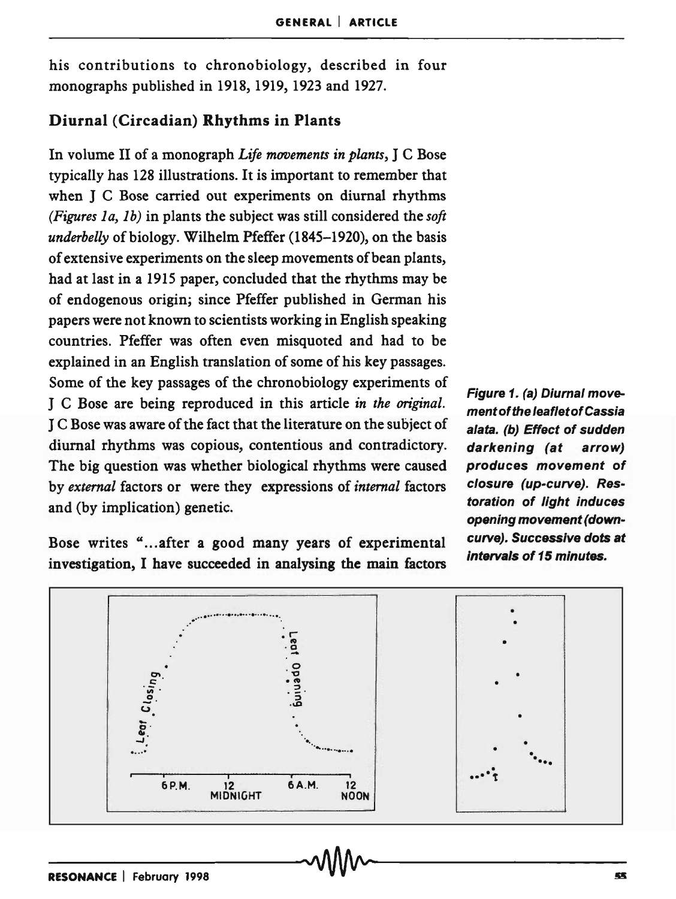his contributions to chronobiology, described in four monographs published in 1918, 1919, 1923 and 1927.

## Diurnal (Circadian) Rhythms in Plants

In volume II of a monograph *Life movements in plants*, J C Bose typically has 128 illustrations. It is important to remember that when J C Bose carried out experiments on diurnal rhythms (*Figures 1a, 1b*) in plants the subject was still considered the *soft underbelly* of biology. Wilhelm Pfeffer (1845–1920), on the basis of extensive experiments on the sleep movements of bean plants, had at last in a 1915 paper, concluded that the rhythms may be of endogenous origin; since Pfeffer published in German his papers were not known to scientists working in English speaking countries. Pfeffer was often even misquoted and had to be explained in an English translation of some of his key passages. Some of the key passages of the chronobiology experiments of J C Bose are being reproduced in this article *in the original*. J C Bose was aware of the fact that the literature on the subject of diurnal rhythms was copious, contentious and contradictory. The big question was whether biological rhythms were caused by *external* factors or were they expressions of *internal* factors and (by implication) genetic.

Bose writes "...after a good many years of experimental investigation, I have succeeded in analysing the main factors

***Figure 1. (a) Diurnal movement of the leaflet of Cassia alata. (b) Effect of sudden darkening (at arrow) produces movement of closure (up-curve). Restoration of light induces opening movement (down-curve). Successive dots at intervals of 15 minutes.***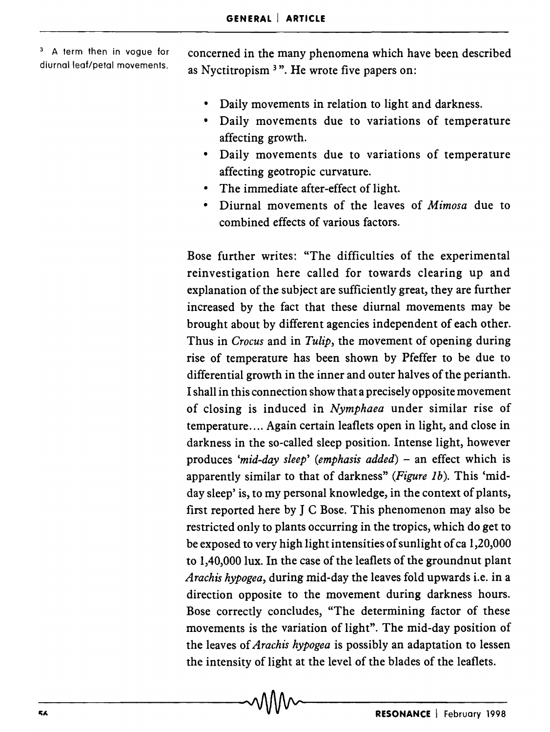concerned in the many phenomena which have been described as Nyctitropism [3]". He wrote five papers on:

[3] A term then in vogue for diurnal leaf/petal movements.

- Daily movements in relation to light and darkness.
- Daily movements due to variations of temperature affecting growth.
- Daily movements due to variations of temperature affecting geotropic curvature.
- The immediate after-effect of light.
- Diurnal movements of the leaves of *Mimosa* due to combined effects of various factors.

Bose further writes: "The difficulties of the experimental reinvestigation here called for towards clearing up and explanation of the subject are sufficiently great, they are further increased by the fact that these diurnal movements may be brought about by different agencies independent of each other. Thus in *Crocus* and in *Tulip*, the movement of opening during rise of temperature has been shown by Pfeffer to be due to differential growth in the inner and outer halves of the perianth. I shall in this connection show that a precisely opposite movement of closing is induced in *Nymphaea* under similar rise of temperature.... Again certain leaflets open in light, and close in darkness in the so-called sleep position. Intense light, however produces *'mid-day sleep'* (*emphasis added*) – an effect which is apparently similar to that of darkness" (*Figure 1b*). This 'mid-day sleep' is, to my personal knowledge, in the context of plants, first reported here by J C Bose. This phenomenon may also be restricted only to plants occurring in the tropics, which do get to be exposed to very high light intensities of sunlight of ca 1,20,000 to 1,40,000 lux. In the case of the leaflets of the groundnut plant *Arachis hypogea*, during mid-day the leaves fold upwards i.e. in a direction opposite to the movement during darkness hours. Bose correctly concludes, "The determining factor of these movements is the variation of light". The mid-day position of the leaves of *Arachis hypogea* is possibly an adaptation to lessen the intensity of light at the level of the blades of the leaflets.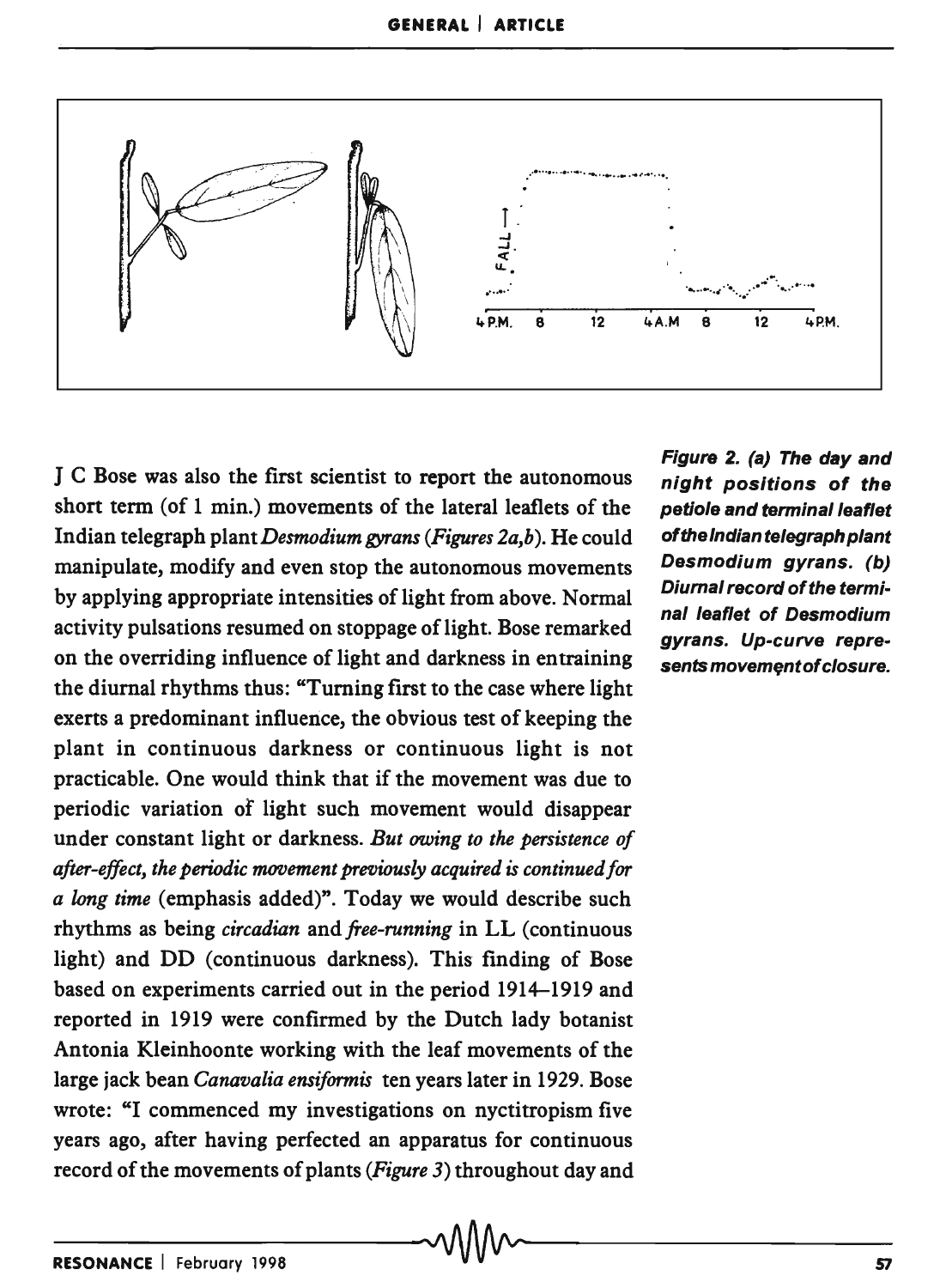J C Bose was also the first scientist to report the autonomous short term (of 1 min.) movements of the lateral leaflets of the Indian telegraph plant *Desmodium gyrans* (*Figures 2a,b*). He could manipulate, modify and even stop the autonomous movements by applying appropriate intensities of light from above. Normal activity pulsations resumed on stoppage of light. Bose remarked on the overriding influence of light and darkness in entraining the diurnal rhythms thus: "Turning first to the case where light exerts a predominant influence, the obvious test of keeping the plant in continuous darkness or continuous light is not practicable. One would think that if the movement was due to periodic variation of light such movement would disappear under constant light or darkness. *But owing to the persistence of after-effect, the periodic movement previously acquired is continued for a long time* (emphasis added)". Today we would describe such rhythms as being *circadian* and *free-running* in LL (continuous light) and DD (continuous darkness). This finding of Bose based on experiments carried out in the period 1914–1919 and reported in 1919 were confirmed by the Dutch lady botanist Antonia Kleinhoonte working with the leaf movements of the large jack bean *Canavalia ensiformis* ten years later in 1929. Bose wrote: "I commenced my investigations on nyctitropism five years ago, after having perfected an apparatus for continuous record of the movements of plants (*Figure 3*) throughout day and

**Figure 2. (a) The day and night positions of the petiole and terminal leaflet of the Indian telegraph plant *Desmodium gyrans*. (b) Diurnal record of the terminal leaflet of *Desmodium gyrans*. Up-curve represents movement of closure.**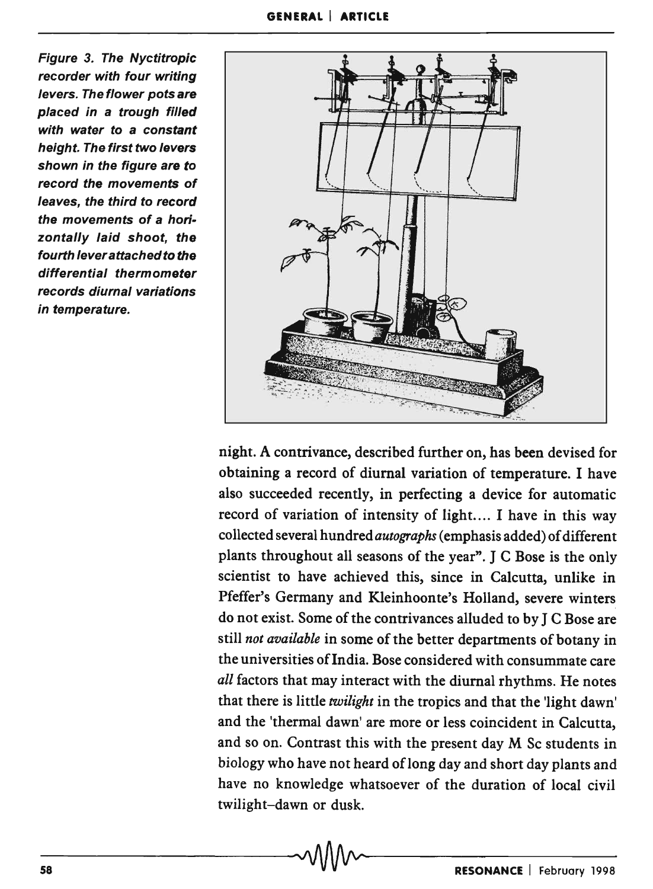*Figure 3. The Nyctitropic recorder with four writing levers. The flower pots are placed in a trough filled with water to a constant height. The first two levers shown in the figure are to record the movements of leaves, the third to record the movements of a horizontally laid shoot, the fourth lever attached to the differential thermometer records diurnal variations in temperature.*

night. A contrivance, described further on, has been devised for obtaining a record of diurnal variation of temperature. I have also succeeded recently, in perfecting a device for automatic record of variation of intensity of light.... I have in this way collected several hundred *autographs* (emphasis added) of different plants throughout all seasons of the year". J C Bose is the only scientist to have achieved this, since in Calcutta, unlike in Pfeffer's Germany and Kleinhoonte's Holland, severe winters do not exist. Some of the contrivances alluded to by J C Bose are still *not available* in some of the better departments of botany in the universities of India. Bose considered with consummate care *all* factors that may interact with the diurnal rhythms. He notes that there is little *twilight* in the tropics and that the 'light dawn' and the 'thermal dawn' are more or less coincident in Calcutta, and so on. Contrast this with the present day M Sc students in biology who have not heard of long day and short day plants and have no knowledge whatsoever of the duration of local civil twilight–dawn or dusk.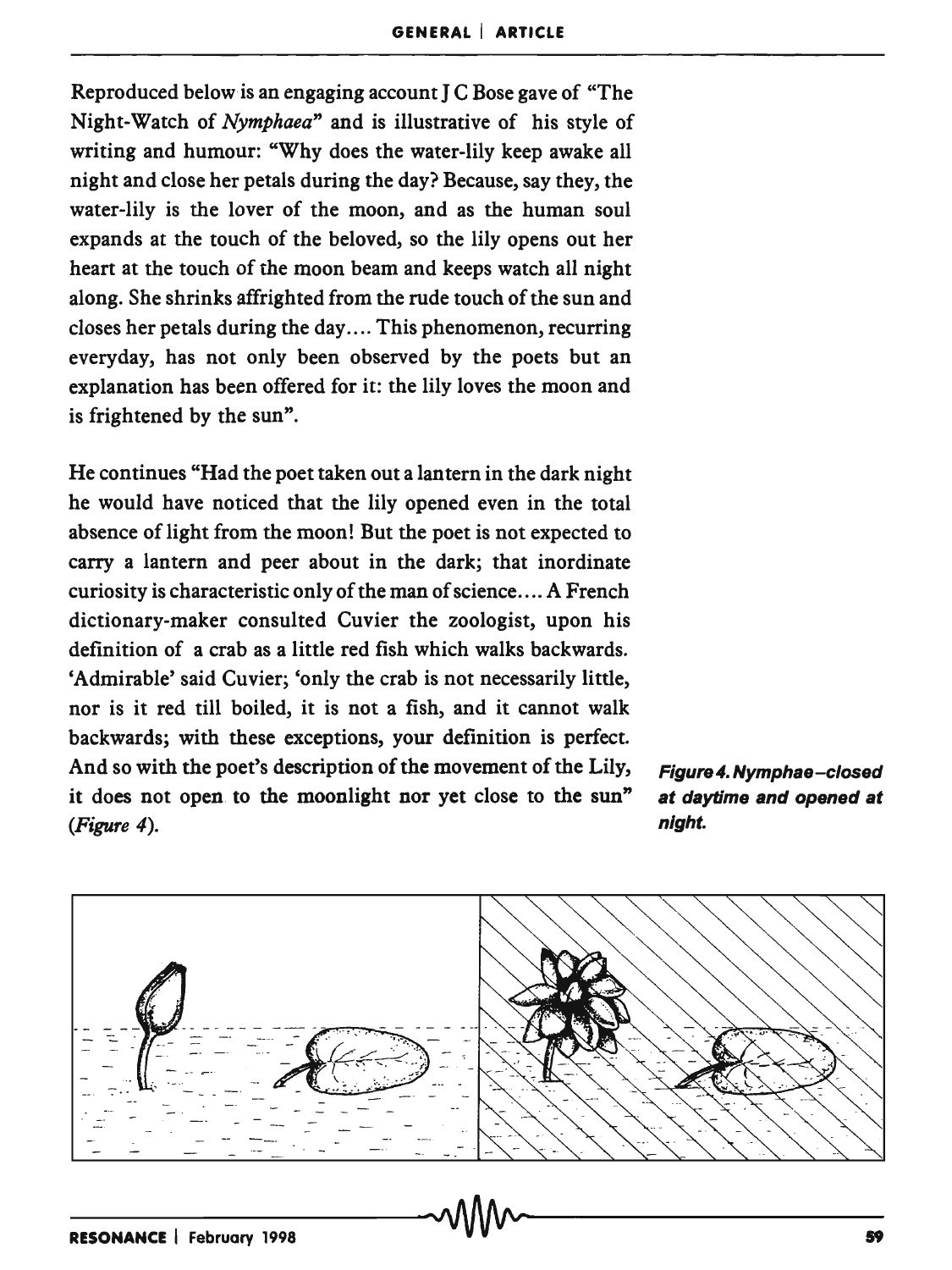Reproduced below is an engaging account J C Bose gave of "The Night-Watch of *Nymphaea*" and is illustrative of his style of writing and humour: "Why does the water-lily keep awake all night and close her petals during the day? Because, say they, the water-lily is the lover of the moon, and as the human soul expands at the touch of the beloved, so the lily opens out her heart at the touch of the moon beam and keeps watch all night along. She shrinks affrighted from the rude touch of the sun and closes her petals during the day.... This phenomenon, recurring everyday, has not only been observed by the poets but an explanation has been offered for it: the lily loves the moon and is frightened by the sun".

He continues "Had the poet taken out a lantern in the dark night he would have noticed that the lily opened even in the total absence of light from the moon! But the poet is not expected to carry a lantern and peer about in the dark; that inordinate curiosity is characteristic only of the man of science.... A French dictionary-maker consulted Cuvier the zoologist, upon his definition of a crab as a little red fish which walks backwards. 'Admirable' said Cuvier; 'only the crab is not necessarily little, nor is it red till boiled, it is not a fish, and it cannot walk backwards; with these exceptions, your definition is perfect. And so with the poet's description of the movement of the Lily, it does not open to the moonlight nor yet close to the sun" (*Figure 4*).

***Figure 4. Nymphae–closed at daytime and opened at night.***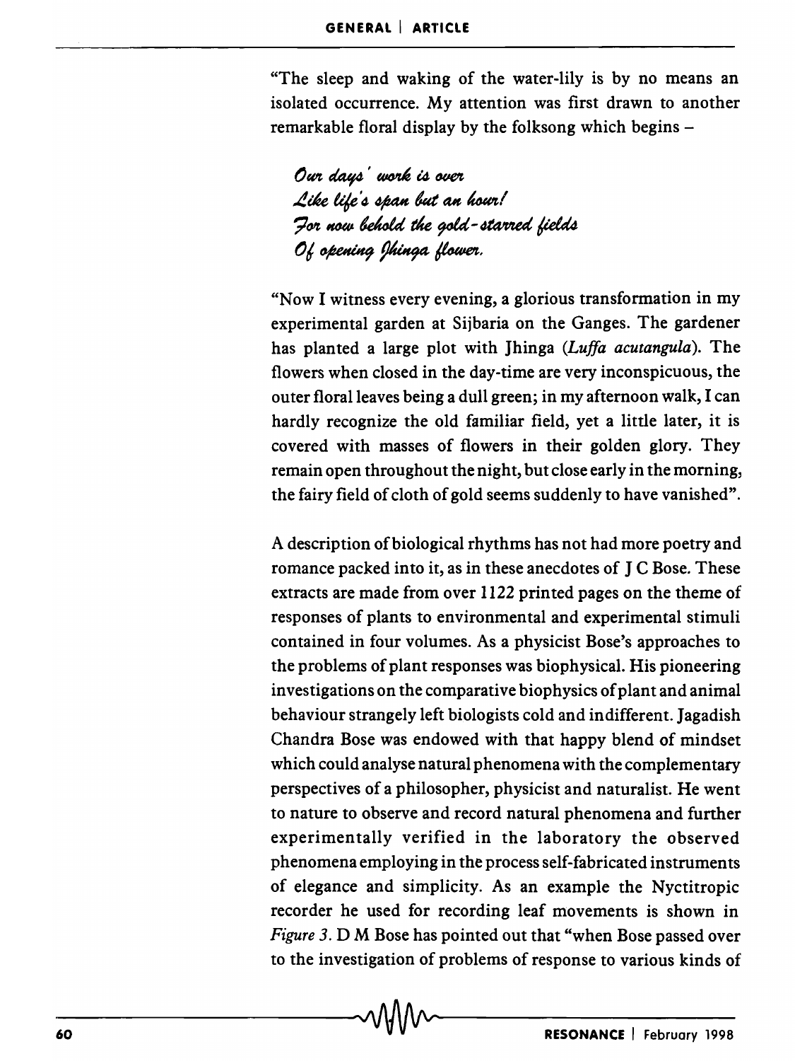"The sleep and waking of the water-lily is by no means an isolated occurrence. My attention was first drawn to another remarkable floral display by the folksong which begins –

*Our days' work is over*
*Like life's span but an hour!*
*For now behold the gold-starred fields*
*Of opening Jhinga flower.*

"Now I witness every evening, a glorious transformation in my experimental garden at Sijbaria on the Ganges. The gardener has planted a large plot with Jhinga (*Luffa acutangula*). The flowers when closed in the day-time are very inconspicuous, the outer floral leaves being a dull green; in my afternoon walk, I can hardly recognize the old familiar field, yet a little later, it is covered with masses of flowers in their golden glory. They remain open throughout the night, but close early in the morning, the fairy field of cloth of gold seems suddenly to have vanished".

A description of biological rhythms has not had more poetry and romance packed into it, as in these anecdotes of J C Bose. These extracts are made from over 1122 printed pages on the theme of responses of plants to environmental and experimental stimuli contained in four volumes. As a physicist Bose's approaches to the problems of plant responses was biophysical. His pioneering investigations on the comparative biophysics of plant and animal behaviour strangely left biologists cold and indifferent. Jagadish Chandra Bose was endowed with that happy blend of mindset which could analyse natural phenomena with the complementary perspectives of a philosopher, physicist and naturalist. He went to nature to observe and record natural phenomena and further experimentally verified in the laboratory the observed phenomena employing in the process self-fabricated instruments of elegance and simplicity. As an example the Nyctitropic recorder he used for recording leaf movements is shown in *Figure 3*. D M Bose has pointed out that "when Bose passed over to the investigation of problems of response to various kinds of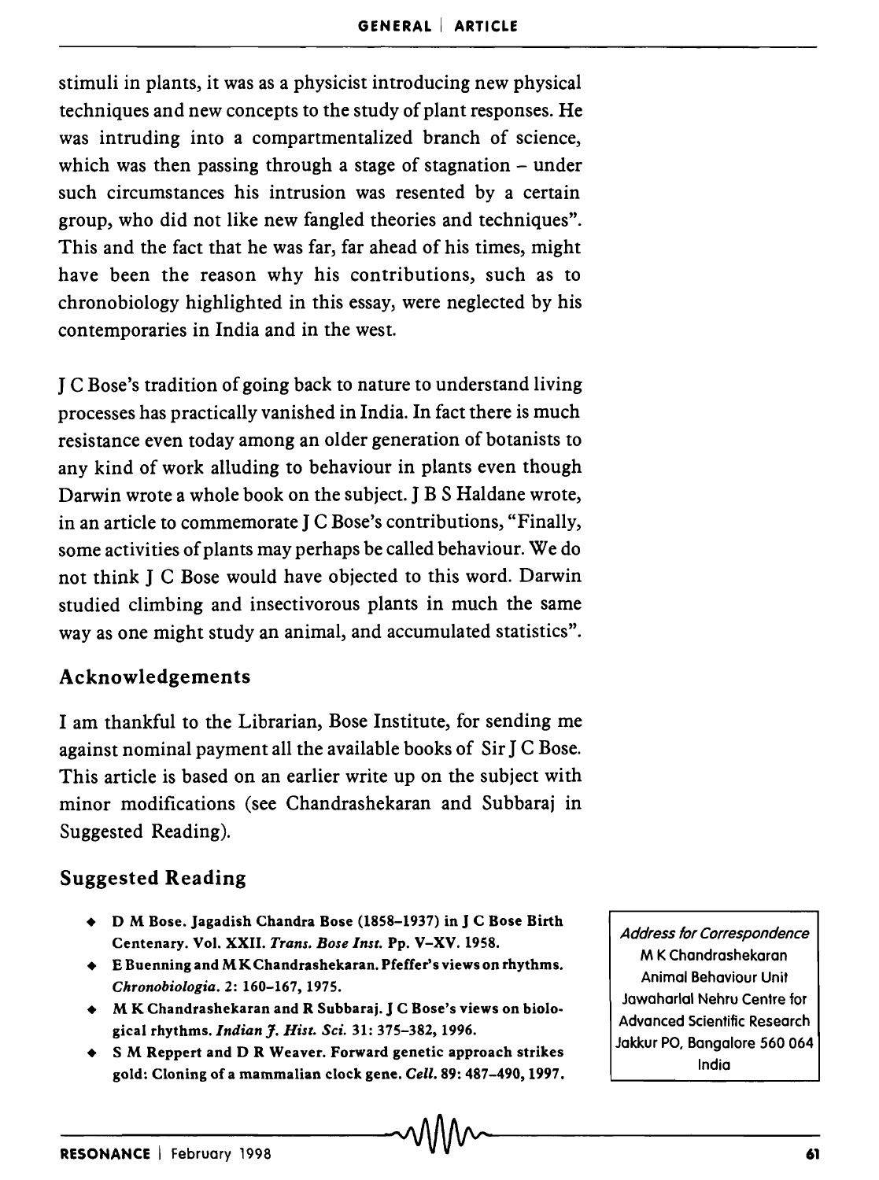stimuli in plants, it was as a physicist introducing new physical techniques and new concepts to the study of plant responses. He was intruding into a compartmentalized branch of science, which was then passing through a stage of stagnation – under such circumstances his intrusion was resented by a certain group, who did not like new fangled theories and techniques". This and the fact that he was far, far ahead of his times, might have been the reason why his contributions, such as to chronobiology highlighted in this essay, were neglected by his contemporaries in India and in the west.

J C Bose's tradition of going back to nature to understand living processes has practically vanished in India. In fact there is much resistance even today among an older generation of botanists to any kind of work alluding to behaviour in plants even though Darwin wrote a whole book on the subject. J B S Haldane wrote, in an article to commemorate J C Bose's contributions, "Finally, some activities of plants may perhaps be called behaviour. We do not think J C Bose would have objected to this word. Darwin studied climbing and insectivorous plants in much the same way as one might study an animal, and accumulated statistics".

## Acknowledgements

I am thankful to the Librarian, Bose Institute, for sending me against nominal payment all the available books of Sir J C Bose. This article is based on an earlier write up on the subject with minor modifications (see Chandrashekaran and Subbaraj in Suggested Reading).

## Suggested Reading

- **D M Bose. Jagadish Chandra Bose (1858–1937) in J C Bose Birth Centenary. Vol. XXII. *Trans. Bose Inst.* Pp. V–XV. 1958.**
- **E Buenning and M K Chandrashekaran. Pfeffer's views on rhythms. *Chronobiologia*. 2: 160–167, 1975.**
- **M K Chandrashekaran and R Subbaraj. J C Bose's views on biological rhythms. *Indian J. Hist. Sci.* 31: 375–382, 1996.**
- **S M Reppert and D R Weaver. Forward genetic approach strikes gold: Cloning of a mammalian clock gene. *Cell*. 89: 487–490, 1997.**

*Address for Correspondence*
M K Chandrashekaran
Animal Behaviour Unit
Jawaharlal Nehru Centre for Advanced Scientific Research
Jakkur PO, Bangalore 560 064
India